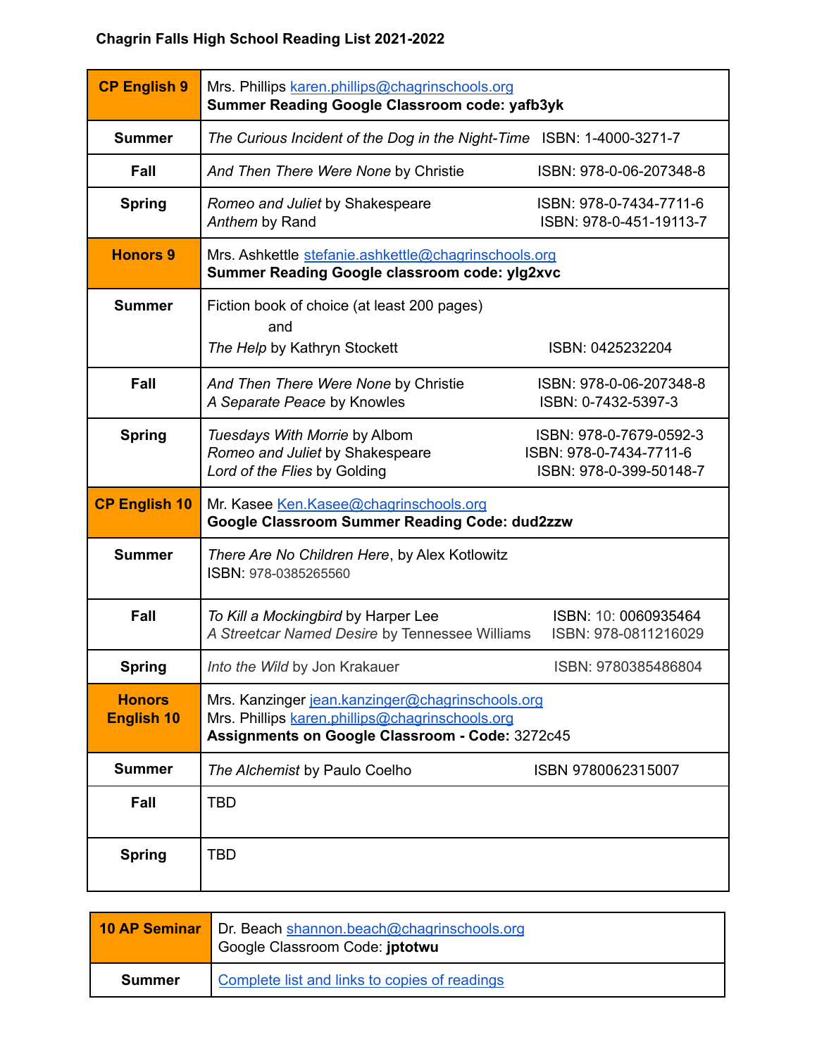**Chagrin Falls High School Reading List 2021-2022**

| **CP English 9** | Mrs. Phillips karen.phillips@chagrinschools.org<br>**Summer Reading Google Classroom code: yafb3yk** |
|---|---|
| **Summer** | *The Curious Incident of the Dog in the Night-Time* ISBN: 1-4000-3271-7 |
| **Fall** | *And Then There Were None* by Christie ISBN: 978-0-06-207348-8 |
| **Spring** | *Romeo and Juliet* by Shakespeare ISBN: 978-0-7434-7711-6<br>*Anthem* by Rand ISBN: 978-0-451-19113-7 |
| **Honors 9** | Mrs. Ashkettle stefanie.ashkettle@chagrinschools.org<br>**Summer Reading Google classroom code: ylg2xvc** |
| **Summer** | Fiction book of choice (at least 200 pages)<br>and<br>*The Help* by Kathryn Stockett ISBN: 0425232204 |
| **Fall** | *And Then There Were None* by Christie ISBN: 978-0-06-207348-8<br>*A Separate Peace* by Knowles ISBN: 0-7432-5397-3 |
| **Spring** | *Tuesdays With Morrie* by Albom ISBN: 978-0-7679-0592-3<br>*Romeo and Juliet* by Shakespeare ISBN: 978-0-7434-7711-6<br>*Lord of the Flies* by Golding ISBN: 978-0-399-50148-7 |
| **CP English 10** | Mr. Kasee Ken.Kasee@chagrinschools.org<br>**Google Classroom Summer Reading Code: dud2zzw** |
| **Summer** | *There Are No Children Here*, by Alex Kotlowitz<br>ISBN: 978-0385265560 |
| **Fall** | *To Kill a Mockingbird* by Harper Lee ISBN: 10: 0060935464<br>*A Streetcar Named Desire* by Tennessee Williams ISBN: 978-0811216029 |
| **Spring** | *Into the Wild* by Jon Krakauer ISBN: 9780385486804 |
| **Honors English 10** | Mrs. Kanzinger jean.kanzinger@chagrinschools.org<br>Mrs. Phillips karen.phillips@chagrinschools.org<br>**Assignments on Google Classroom - Code:** 3272c45 |
| **Summer** | *The Alchemist* by Paulo Coelho ISBN 9780062315007 |
| **Fall** | TBD |
| **Spring** | TBD |

| **10 AP Seminar** | Dr. Beach shannon.beach@chagrinschools.org<br>Google Classroom Code: **jptotwu** |
|---|---|
| **Summer** | Complete list and links to copies of readings |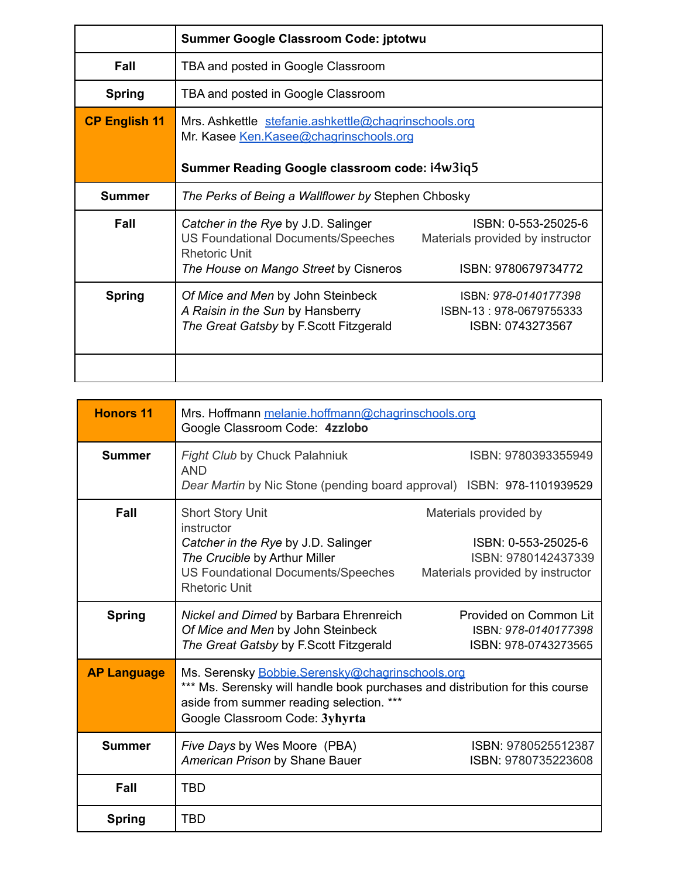| | **Summer Google Classroom Code: jptotwu** |
|---|---|
| **Fall** | TBA and posted in Google Classroom |
| **Spring** | TBA and posted in Google Classroom |
| **CP English 11** | Mrs. Ashkettle stefanie.ashkettle@chagrinschools.org<br>Mr. Kasee Ken.Kasee@chagrinschools.org<br><br>**Summer Reading Google classroom code: i4w3iq5** |
| **Summer** | *The Perks of Being a Wallflower by* Stephen Chbosky |
| **Fall** | *Catcher in the Rye* by J.D. Salinger ISBN: 0-553-25025-6<br>US Foundational Documents/Speeches Rhetoric Unit Materials provided by instructor<br>*The House on Mango Street* by Cisneros ISBN: 9780679734772 |
| **Spring** | *Of Mice and Men* by John Steinbeck ISBN*: 978-0140177398*<br>*A Raisin in the Sun* by Hansberry ISBN-13 : 978-0679755333<br>*The Great Gatsby* by F.Scott Fitzgerald ISBN: 0743273567 |
| | |

| **Honors 11** | Mrs. Hoffmann melanie.hoffmann@chagrinschools.org<br>Google Classroom Code: **4zzlobo** |
|---|---|
| **Summer** | *Fight Club* by Chuck Palahniuk ISBN: 9780393355949<br>AND<br>*Dear Martin* by Nic Stone (pending board approval) ISBN: 978-1101939529 |
| **Fall** | Short Story Unit Materials provided by instructor<br>*Catcher in the Rye* by J.D. Salinger ISBN: 0-553-25025-6<br>*The Crucible* by Arthur Miller ISBN: 9780142437339<br>US Foundational Documents/Speeches Rhetoric Unit Materials provided by instructor |
| **Spring** | *Nickel and Dimed* by Barbara Ehrenreich Provided on Common Lit<br>*Of Mice and Men* by John Steinbeck ISBN*: 978-0140177398*<br>*The Great Gatsby* by F.Scott Fitzgerald ISBN: 978-0743273565 |
| **AP Language** | Ms. Serensky Bobbie.Serensky@chagrinschools.org<br>*** Ms. Serensky will handle book purchases and distribution for this course aside from summer reading selection. ***<br>Google Classroom Code: **3yhyrta** |
| **Summer** | *Five Days* by Wes Moore (PBA) ISBN: 9780525512387<br>*American Prison* by Shane Bauer ISBN: 9780735223608 |
| **Fall** | TBD |
| **Spring** | TBD |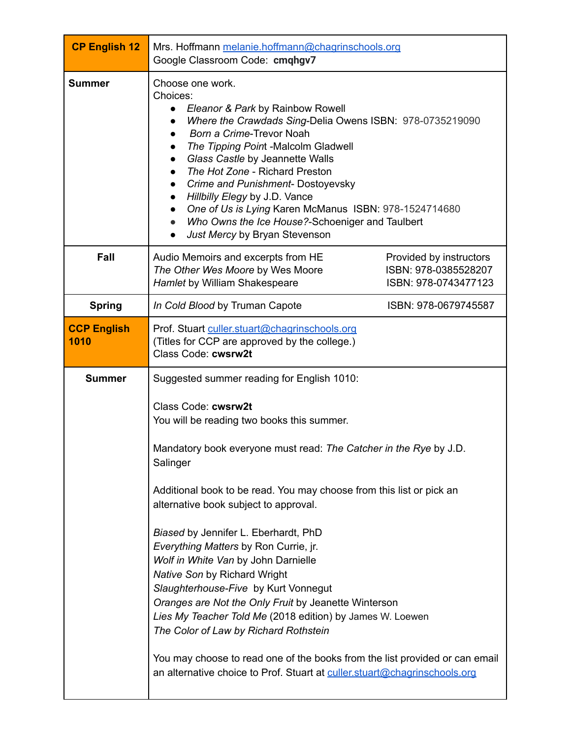| **CP English 12** | Mrs. Hoffmann melanie.hoffmann@chagrinschools.org<br>Google Classroom Code: **cmqhgv7** |
|---|---|
| **Summer** | Choose one work.<br>Choices:<br>● *Eleanor & Park* by Rainbow Rowell<br>● *Where the Crawdads Sing*-Delia Owens ISBN: 978-0735219090<br>● *Born a Crime*-Trevor Noah<br>● *The Tipping Point* -Malcolm Gladwell<br>● *Glass Castle* by Jeannette Walls<br>● *The Hot Zone* - Richard Preston<br>● *Crime and Punishment*- Dostoyevsky<br>● *Hillbilly Elegy* by J.D. Vance<br>● *One of Us is Lying* Karen McManus ISBN: 978-1524714680<br>● *Who Owns the Ice House?*-Schoeniger and Taulbert<br>● *Just Mercy* by Bryan Stevenson |
| **Fall** | Audio Memoirs and excerpts from HE — Provided by instructors<br>*The Other Wes Moore* by Wes Moore — ISBN: 978-0385528207<br>*Hamlet* by William Shakespeare — ISBN: 978-0743477123 |
| **Spring** | *In Cold Blood* by Truman Capote — ISBN: 978-0679745587 |
| **CCP English 1010** | Prof. Stuart culler.stuart@chagrinschools.org<br>(Titles for CCP are approved by the college.)<br>Class Code: **cwsrw2t** |
| **Summer** | Suggested summer reading for English 1010:<br><br>Class Code: **cwsrw2t**<br>You will be reading two books this summer.<br><br>Mandatory book everyone must read: *The Catcher in the Rye* by J.D. Salinger<br><br>Additional book to be read. You may choose from this list or pick an alternative book subject to approval.<br><br>*Biased* by Jennifer L. Eberhardt, PhD<br>*Everything Matters* by Ron Currie, jr.<br>*Wolf in White Van* by John Darnielle<br>*Native Son* by Richard Wright<br>*Slaughterhouse-Five* by Kurt Vonnegut<br>*Oranges are Not the Only Fruit* by Jeanette Winterson<br>*Lies My Teacher Told Me* (2018 edition) by James W. Loewen<br>*The Color of Law by Richard Rothstein*<br><br>You may choose to read one of the books from the list provided or can email an alternative choice to Prof. Stuart at culler.stuart@chagrinschools.org |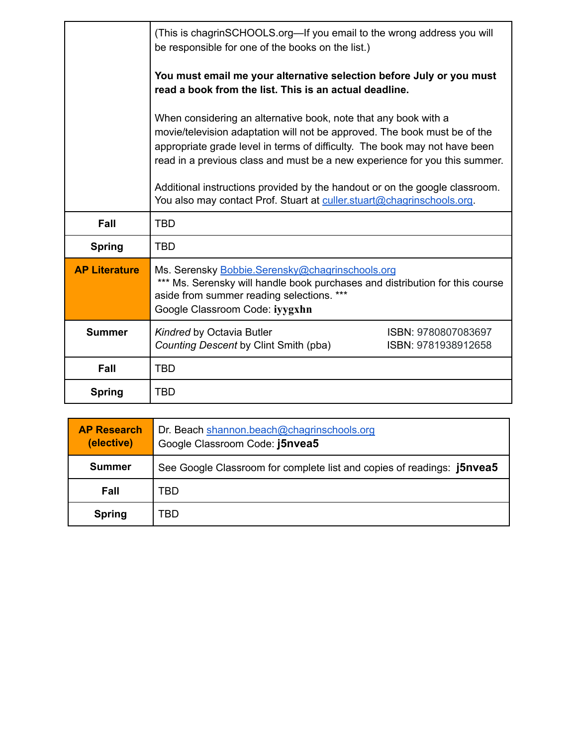| | |
|---|---|
| | (This is chagrinSCHOOLS.org—If you email to the wrong address you will be responsible for one of the books on the list.)<br><br>**You must email me your alternative selection before July or you must read a book from the list. This is an actual deadline.**<br><br>When considering an alternative book, note that any book with a movie/television adaptation will not be approved. The book must be of the appropriate grade level in terms of difficulty. The book may not have been read in a previous class and must be a new experience for you this summer.<br><br>Additional instructions provided by the handout or on the google classroom. You also may contact Prof. Stuart at culler.stuart@chagrinschools.org. |
| **Fall** | TBD |
| **Spring** | TBD |
| **AP Literature** | Ms. Serensky Bobbie.Serensky@chagrinschools.org<br>*** Ms. Serensky will handle book purchases and distribution for this course aside from summer reading selections. ***<br>Google Classroom Code: **iyygxhn** |
| **Summer** | *Kindred* by Octavia Butler ISBN: 9780807083697<br>*Counting Descent* by Clint Smith (pba) ISBN: 9781938912658 |
| **Fall** | TBD |
| **Spring** | TBD |

| | |
|---|---|
| **AP Research (elective)** | Dr. Beach shannon.beach@chagrinschools.org<br>Google Classroom Code: **j5nvea5** |
| **Summer** | See Google Classroom for complete list and copies of readings: **j5nvea5** |
| **Fall** | TBD |
| **Spring** | TBD |